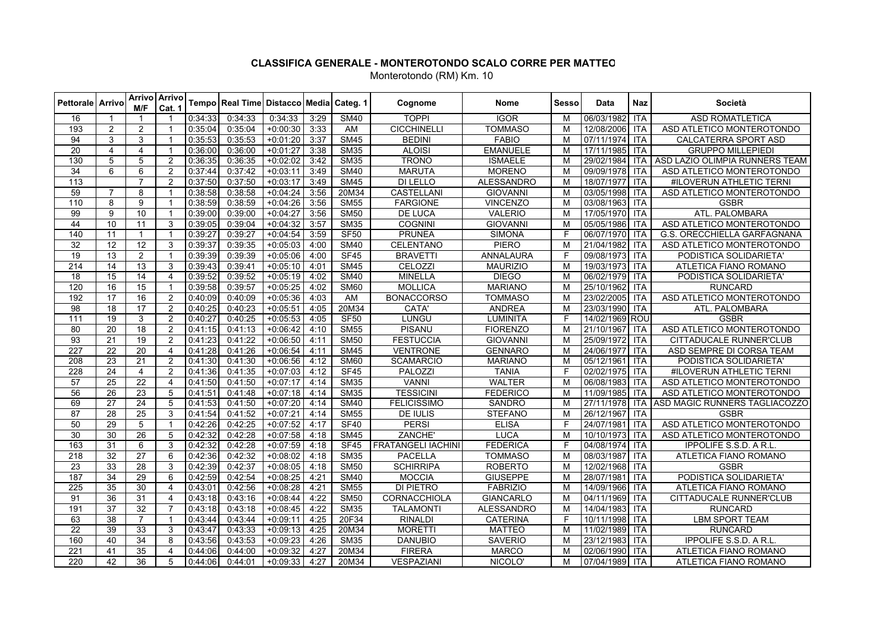# CLASSIFICA GENERALE - MONTEROTONDO SCALO CORRE PER MATTEO

Monterotondo (RM) Km. 10

| Pettorale | Arrivo | Arrivo M/F | Arrivo Cat. 1 | Tempo | Real Time | Distacco | Media | Categ. 1 | Cognome | Nome | Sesso | Data | Naz | Società |
|---|---|---|---|---|---|---|---|---|---|---|---|---|---|---|
| 16 | 1 | 1 | 1 | 0:34:33 | 0:34:33 | 0:34:33 | 3:29 | SM40 | TOPPI | IGOR | M | 06/03/1982 | ITA | ASD ROMATLETICA |
| 193 | 2 | 2 | 1 | 0:35:04 | 0:35:04 | +0:00:30 | 3:33 | AM | CICCHINELLI | TOMMASO | M | 12/08/2006 | ITA | ASD ATLETICO MONTEROTONDO |
| 94 | 3 | 3 | 1 | 0:35:53 | 0:35:53 | +0:01:20 | 3:37 | SM45 | BEDINI | FABIO | M | 07/11/1974 | ITA | CALCATERRA SPORT ASD |
| 20 | 4 | 4 | 1 | 0:36:00 | 0:36:00 | +0:01:27 | 3:38 | SM35 | ALOISI | EMANUELE | M | 17/11/1985 | ITA | GRUPPO MILLEPIEDI |
| 130 | 5 | 5 | 2 | 0:36:35 | 0:36:35 | +0:02:02 | 3:42 | SM35 | TRONO | ISMAELE | M | 29/02/1984 | ITA | ASD LAZIO OLIMPIA RUNNERS TEAM |
| 34 | 6 | 6 | 2 | 0:37:44 | 0:37:42 | +0:03:11 | 3:49 | SM40 | MARUTA | MORENO | M | 09/09/1978 | ITA | ASD ATLETICO MONTEROTONDO |
| 113 | | 7 | 2 | 0:37:50 | 0:37:50 | +0:03:17 | 3:49 | SM45 | DI LELLO | ALESSANDRO | M | 18/07/1977 | ITA | #ILOVERUN ATHLETIC TERNI |
| 59 | 7 | 8 | 1 | 0:38:58 | 0:38:58 | +0:04:24 | 3:56 | 20M34 | CASTELLANI | GIOVANNI | M | 03/05/1998 | ITA | ASD ATLETICO MONTEROTONDO |
| 110 | 8 | 9 | 1 | 0:38:59 | 0:38:59 | +0:04:26 | 3:56 | SM55 | FARGIONE | VINCENZO | M | 03/08/1963 | ITA | GSBR |
| 99 | 9 | 10 | 1 | 0:39:00 | 0:39:00 | +0:04:27 | 3:56 | SM50 | DE LUCA | VALERIO | M | 17/05/1970 | ITA | ATL. PALOMBARA |
| 44 | 10 | 11 | 3 | 0:39:05 | 0:39:04 | +0:04:32 | 3:57 | SM35 | COGNINI | GIOVANNI | M | 05/05/1986 | ITA | ASD ATLETICO MONTEROTONDO |
| 140 | 11 | 1 | 1 | 0:39:27 | 0:39:27 | +0:04:54 | 3:59 | SF50 | PRUNEA | SIMONA | F | 06/07/1970 | ITA | G.S. ORECCHIELLA GARFAGNANA |
| 32 | 12 | 12 | 3 | 0:39:37 | 0:39:35 | +0:05:03 | 4:00 | SM40 | CELENTANO | PIERO | M | 21/04/1982 | ITA | ASD ATLETICO MONTEROTONDO |
| 19 | 13 | 2 | 1 | 0:39:39 | 0:39:39 | +0:05:06 | 4:00 | SF45 | BRAVETTI | ANNALAURA | F | 09/08/1973 | ITA | PODISTICA SOLIDARIETA' |
| 214 | 14 | 13 | 3 | 0:39:43 | 0:39:41 | +0:05:10 | 4:01 | SM45 | CELOZZI | MAURIZIO | M | 19/03/1973 | ITA | ATLETICA FIANO ROMANO |
| 18 | 15 | 14 | 4 | 0:39:52 | 0:39:52 | +0:05:19 | 4:02 | SM40 | MINELLA | DIEGO | M | 06/02/1979 | ITA | PODISTICA SOLIDARIETA' |
| 120 | 16 | 15 | 1 | 0:39:58 | 0:39:57 | +0:05:25 | 4:02 | SM60 | MOLLICA | MARIANO | M | 25/10/1962 | ITA | RUNCARD |
| 192 | 17 | 16 | 2 | 0:40:09 | 0:40:09 | +0:05:36 | 4:03 | AM | BONACCORSO | TOMMASO | M | 23/02/2005 | ITA | ASD ATLETICO MONTEROTONDO |
| 98 | 18 | 17 | 2 | 0:40:25 | 0:40:23 | +0:05:51 | 4:05 | 20M34 | CATA' | ANDREA | M | 23/03/1990 | ITA | ATL. PALOMBARA |
| 111 | 19 | 3 | 2 | 0:40:27 | 0:40:25 | +0:05:53 | 4:05 | SF50 | LUNGU | LUMINITA | F | 14/02/1969 | ROU | GSBR |
| 80 | 20 | 18 | 2 | 0:41:15 | 0:41:13 | +0:06:42 | 4:10 | SM55 | PISANU | FIORENZO | M | 21/10/1967 | ITA | ASD ATLETICO MONTEROTONDO |
| 93 | 21 | 19 | 2 | 0:41:23 | 0:41:22 | +0:06:50 | 4:11 | SM50 | FESTUCCIA | GIOVANNI | M | 25/09/1972 | ITA | CITTADUCALE RUNNER'CLUB |
| 227 | 22 | 20 | 4 | 0:41:28 | 0:41:26 | +0:06:54 | 4:11 | SM45 | VENTRONE | GENNARO | M | 24/06/1977 | ITA | ASD SEMPRE DI CORSA TEAM |
| 208 | 23 | 21 | 2 | 0:41:30 | 0:41:30 | +0:06:56 | 4:12 | SM60 | SCAMARCIO | MARIANO | M | 05/12/1961 | ITA | PODISTICA SOLIDARIETA' |
| 228 | 24 | 4 | 2 | 0:41:36 | 0:41:35 | +0:07:03 | 4:12 | SF45 | PALOZZI | TANIA | F | 02/02/1975 | ITA | #ILOVERUN ATHLETIC TERNI |
| 57 | 25 | 22 | 4 | 0:41:50 | 0:41:50 | +0:07:17 | 4:14 | SM35 | VANNI | WALTER | M | 06/08/1983 | ITA | ASD ATLETICO MONTEROTONDO |
| 56 | 26 | 23 | 5 | 0:41:51 | 0:41:48 | +0:07:18 | 4:14 | SM35 | TESSICINI | FEDERICO | M | 11/09/1985 | ITA | ASD ATLETICO MONTEROTONDO |
| 69 | 27 | 24 | 5 | 0:41:53 | 0:41:50 | +0:07:20 | 4:14 | SM40 | FELICISSIMO | SANDRO | M | 27/11/1978 | ITA | ASD MAGIC RUNNERS TAGLIACOZZO |
| 87 | 28 | 25 | 3 | 0:41:54 | 0:41:52 | +0:07:21 | 4:14 | SM55 | DE IULIS | STEFANO | M | 26/12/1967 | ITA | GSBR |
| 50 | 29 | 5 | 1 | 0:42:26 | 0:42:25 | +0:07:52 | 4:17 | SF40 | PERSI | ELISA | F | 24/07/1981 | ITA | ASD ATLETICO MONTEROTONDO |
| 30 | 30 | 26 | 5 | 0:42:32 | 0:42:28 | +0:07:58 | 4:18 | SM45 | ZANCHE' | LUCA | M | 10/10/1973 | ITA | ASD ATLETICO MONTEROTONDO |
| 163 | 31 | 6 | 3 | 0:42:32 | 0:42:28 | +0:07:59 | 4:18 | SF45 | FRATANGELI IACHINI | FEDERICA | F | 04/08/1974 | ITA | IPPOLIFE S.S.D. A R.L. |
| 218 | 32 | 27 | 6 | 0:42:36 | 0:42:32 | +0:08:02 | 4:18 | SM35 | PACELLA | TOMMASO | M | 08/03/1987 | ITA | ATLETICA FIANO ROMANO |
| 23 | 33 | 28 | 3 | 0:42:39 | 0:42:37 | +0:08:05 | 4:18 | SM50 | SCHIRRIPA | ROBERTO | M | 12/02/1968 | ITA | GSBR |
| 187 | 34 | 29 | 6 | 0:42:59 | 0:42:54 | +0:08:25 | 4:21 | SM40 | MOCCIA | GIUSEPPE | M | 28/07/1981 | ITA | PODISTICA SOLIDARIETA' |
| 225 | 35 | 30 | 4 | 0:43:01 | 0:42:56 | +0:08:28 | 4:21 | SM55 | DI PIETRO | FABRIZIO | M | 14/09/1966 | ITA | ATLETICA FIANO ROMANO |
| 91 | 36 | 31 | 4 | 0:43:18 | 0:43:16 | +0:08:44 | 4:22 | SM50 | CORNACCHIOLA | GIANCARLO | M | 04/11/1969 | ITA | CITTADUCALE RUNNER'CLUB |
| 191 | 37 | 32 | 7 | 0:43:18 | 0:43:18 | +0:08:45 | 4:22 | SM35 | TALAMONTI | ALESSANDRO | M | 14/04/1983 | ITA | RUNCARD |
| 63 | 38 | 7 | 1 | 0:43:44 | 0:43:44 | +0:09:11 | 4:25 | 20F34 | RINALDI | CATERINA | F | 10/11/1998 | ITA | LBM SPORT TEAM |
| 22 | 39 | 33 | 3 | 0:43:47 | 0:43:33 | +0:09:13 | 4:25 | 20M34 | MORETTI | MATTEO | M | 11/02/1989 | ITA | RUNCARD |
| 160 | 40 | 34 | 8 | 0:43:56 | 0:43:53 | +0:09:23 | 4:26 | SM35 | DANUBIO | SAVERIO | M | 23/12/1983 | ITA | IPPOLIFE S.S.D. A R.L. |
| 221 | 41 | 35 | 4 | 0:44:06 | 0:44:00 | +0:09:32 | 4:27 | 20M34 | FIRERA | MARCO | M | 02/06/1990 | ITA | ATLETICA FIANO ROMANO |
| 220 | 42 | 36 | 5 | 0:44:06 | 0:44:01 | +0:09:33 | 4:27 | 20M34 | VESPAZIANI | NICOLO' | M | 07/04/1989 | ITA | ATLETICA FIANO ROMANO |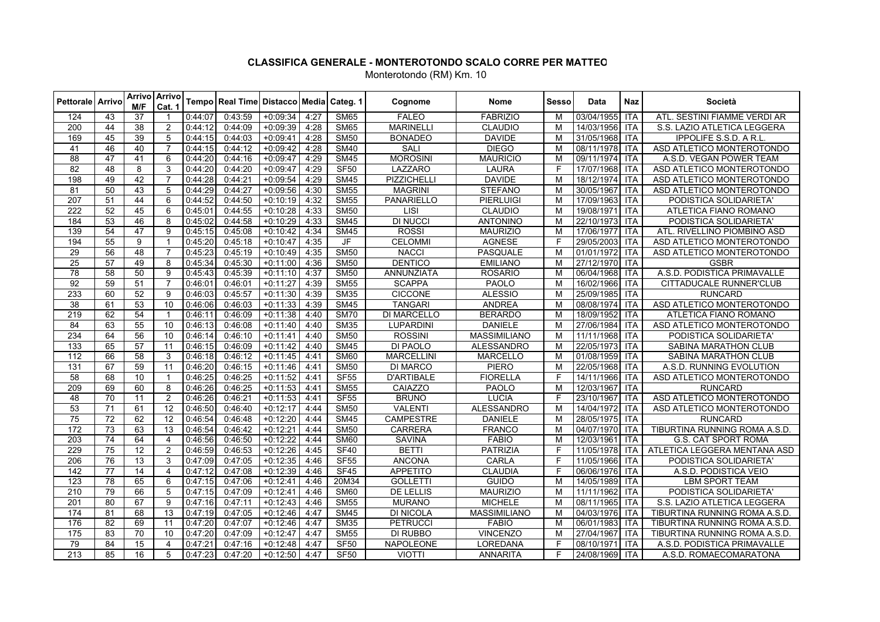## CLASSIFICA GENERALE - MONTEROTONDO SCALO CORRE PER MATTEO

Monterotondo (RM) Km. 10

| Pettorale | Arrivo | Arrivo M/F | Arrivo Cat. 1 | Tempo | Real Time | Distacco | Media | Categ. 1 | Cognome | Nome | Sesso | Data | Naz | Società |
|---|---|---|---|---|---|---|---|---|---|---|---|---|---|---|
| 124 | 43 | 37 | 1 | 0:44:07 | 0:43:59 | +0:09:34 | 4:27 | SM65 | FALEO | FABRIZIO | M | 03/04/1955 | ITA | ATL. SESTINI FIAMME VERDI AR |
| 200 | 44 | 38 | 2 | 0:44:12 | 0:44:09 | +0:09:39 | 4:28 | SM65 | MARINELLI | CLAUDIO | M | 14/03/1956 | ITA | S.S. LAZIO ATLETICA LEGGERA |
| 169 | 45 | 39 | 5 | 0:44:15 | 0:44:03 | +0:09:41 | 4:28 | SM50 | BONADEO | DAVIDE | M | 31/05/1968 | ITA | IPPOLIFE S.S.D. A R.L. |
| 41 | 46 | 40 | 7 | 0:44:15 | 0:44:12 | +0:09:42 | 4:28 | SM40 | SALI | DIEGO | M | 08/11/1978 | ITA | ASD ATLETICO MONTEROTONDO |
| 88 | 47 | 41 | 6 | 0:44:20 | 0:44:16 | +0:09:47 | 4:29 | SM45 | MOROSINI | MAURICIO | M | 09/11/1974 | ITA | A.S.D. VEGAN POWER TEAM |
| 82 | 48 | 8 | 3 | 0:44:20 | 0:44:20 | +0:09:47 | 4:29 | SF50 | LAZZARO | LAURA | F | 17/07/1968 | ITA | ASD ATLETICO MONTEROTONDO |
| 198 | 49 | 42 | 7 | 0:44:28 | 0:44:21 | +0:09:54 | 4:29 | SM45 | PIZZICHELLI | DAVIDE | M | 18/12/1974 | ITA | ASD ATLETICO MONTEROTONDO |
| 81 | 50 | 43 | 5 | 0:44:29 | 0:44:27 | +0:09:56 | 4:30 | SM55 | MAGRINI | STEFANO | M | 30/05/1967 | ITA | ASD ATLETICO MONTEROTONDO |
| 207 | 51 | 44 | 6 | 0:44:52 | 0:44:50 | +0:10:19 | 4:32 | SM55 | PANARIELLO | PIERLUIGI | M | 17/09/1963 | ITA | PODISTICA SOLIDARIETA' |
| 222 | 52 | 45 | 6 | 0:45:01 | 0:44:55 | +0:10:28 | 4:33 | SM50 | LISI | CLAUDIO | M | 19/08/1971 | ITA | ATLETICA FIANO ROMANO |
| 184 | 53 | 46 | 8 | 0:45:02 | 0:44:58 | +0:10:29 | 4:33 | SM45 | DI NUCCI | ANTONINO | M | 22/10/1973 | ITA | PODISTICA SOLIDARIETA' |
| 139 | 54 | 47 | 9 | 0:45:15 | 0:45:08 | +0:10:42 | 4:34 | SM45 | ROSSI | MAURIZIO | M | 17/06/1977 | ITA | ATL. RIVELLINO PIOMBINO ASD |
| 194 | 55 | 9 | 1 | 0:45:20 | 0:45:18 | +0:10:47 | 4:35 | JF | CELOMMI | AGNESE | F | 29/05/2003 | ITA | ASD ATLETICO MONTEROTONDO |
| 29 | 56 | 48 | 7 | 0:45:23 | 0:45:19 | +0:10:49 | 4:35 | SM50 | NACCI | PASQUALE | M | 01/01/1972 | ITA | ASD ATLETICO MONTEROTONDO |
| 25 | 57 | 49 | 8 | 0:45:34 | 0:45:30 | +0:11:00 | 4:36 | SM50 | DENTICO | EMILIANO | M | 27/12/1970 | ITA | GSBR |
| 78 | 58 | 50 | 9 | 0:45:43 | 0:45:39 | +0:11:10 | 4:37 | SM50 | ANNUNZIATA | ROSARIO | M | 06/04/1968 | ITA | A.S.D. PODISTICA PRIMAVALLE |
| 92 | 59 | 51 | 7 | 0:46:01 | 0:46:01 | +0:11:27 | 4:39 | SM55 | SCAPPA | PAOLO | M | 16/02/1966 | ITA | CITTADUCALE RUNNER'CLUB |
| 233 | 60 | 52 | 9 | 0:46:03 | 0:45:57 | +0:11:30 | 4:39 | SM35 | CICCONE | ALESSIO | M | 25/09/1985 | ITA | RUNCARD |
| 38 | 61 | 53 | 10 | 0:46:06 | 0:46:03 | +0:11:33 | 4:39 | SM45 | TANGARI | ANDREA | M | 08/08/1974 | ITA | ASD ATLETICO MONTEROTONDO |
| 219 | 62 | 54 | 1 | 0:46:11 | 0:46:09 | +0:11:38 | 4:40 | SM70 | DI MARCELLO | BERARDO | M | 18/09/1952 | ITA | ATLETICA FIANO ROMANO |
| 84 | 63 | 55 | 10 | 0:46:13 | 0:46:08 | +0:11:40 | 4:40 | SM35 | LUPARDINI | DANIELE | M | 27/06/1984 | ITA | ASD ATLETICO MONTEROTONDO |
| 234 | 64 | 56 | 10 | 0:46:14 | 0:46:10 | +0:11:41 | 4:40 | SM50 | ROSSINI | MASSIMILIANO | M | 11/11/1968 | ITA | PODISTICA SOLIDARIETA' |
| 133 | 65 | 57 | 11 | 0:46:15 | 0:46:09 | +0:11:42 | 4:40 | SM45 | DI PAOLO | ALESSANDRO | M | 22/05/1973 | ITA | SABINA MARATHON CLUB |
| 112 | 66 | 58 | 3 | 0:46:18 | 0:46:12 | +0:11:45 | 4:41 | SM60 | MARCELLINI | MARCELLO | M | 01/08/1959 | ITA | SABINA MARATHON CLUB |
| 131 | 67 | 59 | 11 | 0:46:20 | 0:46:15 | +0:11:46 | 4:41 | SM50 | DI MARCO | PIERO | M | 22/05/1968 | ITA | A.S.D. RUNNING EVOLUTION |
| 58 | 68 | 10 | 1 | 0:46:25 | 0:46:25 | +0:11:52 | 4:41 | SF55 | D'ARTIBALE | FIORELLA | F | 14/11/1966 | ITA | ASD ATLETICO MONTEROTONDO |
| 209 | 69 | 60 | 8 | 0:46:26 | 0:46:25 | +0:11:53 | 4:41 | SM55 | CAIAZZO | PAOLO | M | 12/03/1967 | ITA | RUNCARD |
| 48 | 70 | 11 | 2 | 0:46:26 | 0:46:21 | +0:11:53 | 4:41 | SF55 | BRUNO | LUCIA | F | 23/10/1967 | ITA | ASD ATLETICO MONTEROTONDO |
| 53 | 71 | 61 | 12 | 0:46:50 | 0:46:40 | +0:12:17 | 4:44 | SM50 | VALENTI | ALESSANDRO | M | 14/04/1972 | ITA | ASD ATLETICO MONTEROTONDO |
| 75 | 72 | 62 | 12 | 0:46:54 | 0:46:48 | +0:12:20 | 4:44 | SM45 | CAMPESTRE | DANIELE | M | 28/05/1975 | ITA | RUNCARD |
| 172 | 73 | 63 | 13 | 0:46:54 | 0:46:42 | +0:12:21 | 4:44 | SM50 | CARRERA | FRANCO | M | 04/07/1970 | ITA | TIBURTINA RUNNING ROMA A.S.D. |
| 203 | 74 | 64 | 4 | 0:46:56 | 0:46:50 | +0:12:22 | 4:44 | SM60 | SAVINA | FABIO | M | 12/03/1961 | ITA | G.S. CAT SPORT ROMA |
| 229 | 75 | 12 | 2 | 0:46:59 | 0:46:53 | +0:12:26 | 4:45 | SF40 | BETTI | PATRIZIA | F | 11/05/1978 | ITA | ATLETICA LEGGERA MENTANA ASD |
| 206 | 76 | 13 | 3 | 0:47:09 | 0:47:05 | +0:12:35 | 4:46 | SF55 | ANCONA | CARLA | F | 11/05/1966 | ITA | PODISTICA SOLIDARIETA' |
| 142 | 77 | 14 | 4 | 0:47:12 | 0:47:08 | +0:12:39 | 4:46 | SF45 | APPETITO | CLAUDIA | F | 06/06/1976 | ITA | A.S.D. PODISTICA VEIO |
| 123 | 78 | 65 | 6 | 0:47:15 | 0:47:06 | +0:12:41 | 4:46 | 20M34 | GOLLETTI | GUIDO | M | 14/05/1989 | ITA | LBM SPORT TEAM |
| 210 | 79 | 66 | 5 | 0:47:15 | 0:47:09 | +0:12:41 | 4:46 | SM60 | DE LELLIS | MAURIZIO | M | 11/11/1962 | ITA | PODISTICA SOLIDARIETA' |
| 201 | 80 | 67 | 9 | 0:47:16 | 0:47:11 | +0:12:43 | 4:46 | SM55 | MURANO | MICHELE | M | 08/11/1965 | ITA | S.S. LAZIO ATLETICA LEGGERA |
| 174 | 81 | 68 | 13 | 0:47:19 | 0:47:05 | +0:12:46 | 4:47 | SM45 | DI NICOLA | MASSIMILIANO | M | 04/03/1976 | ITA | TIBURTINA RUNNING ROMA A.S.D. |
| 176 | 82 | 69 | 11 | 0:47:20 | 0:47:07 | +0:12:46 | 4:47 | SM35 | PETRUCCI | FABIO | M | 06/01/1983 | ITA | TIBURTINA RUNNING ROMA A.S.D. |
| 175 | 83 | 70 | 10 | 0:47:20 | 0:47:09 | +0:12:47 | 4:47 | SM55 | DI RUBBO | VINCENZO | M | 27/04/1967 | ITA | TIBURTINA RUNNING ROMA A.S.D. |
| 79 | 84 | 15 | 4 | 0:47:21 | 0:47:16 | +0:12:48 | 4:47 | SF50 | NAPOLEONE | LOREDANA | F | 08/10/1971 | ITA | A.S.D. PODISTICA PRIMAVALLE |
| 213 | 85 | 16 | 5 | 0:47:23 | 0:47:20 | +0:12:50 | 4:47 | SF50 | VIOTTI | ANNARITA | F | 24/08/1969 | ITA | A.S.D. ROMAECOMARATONA |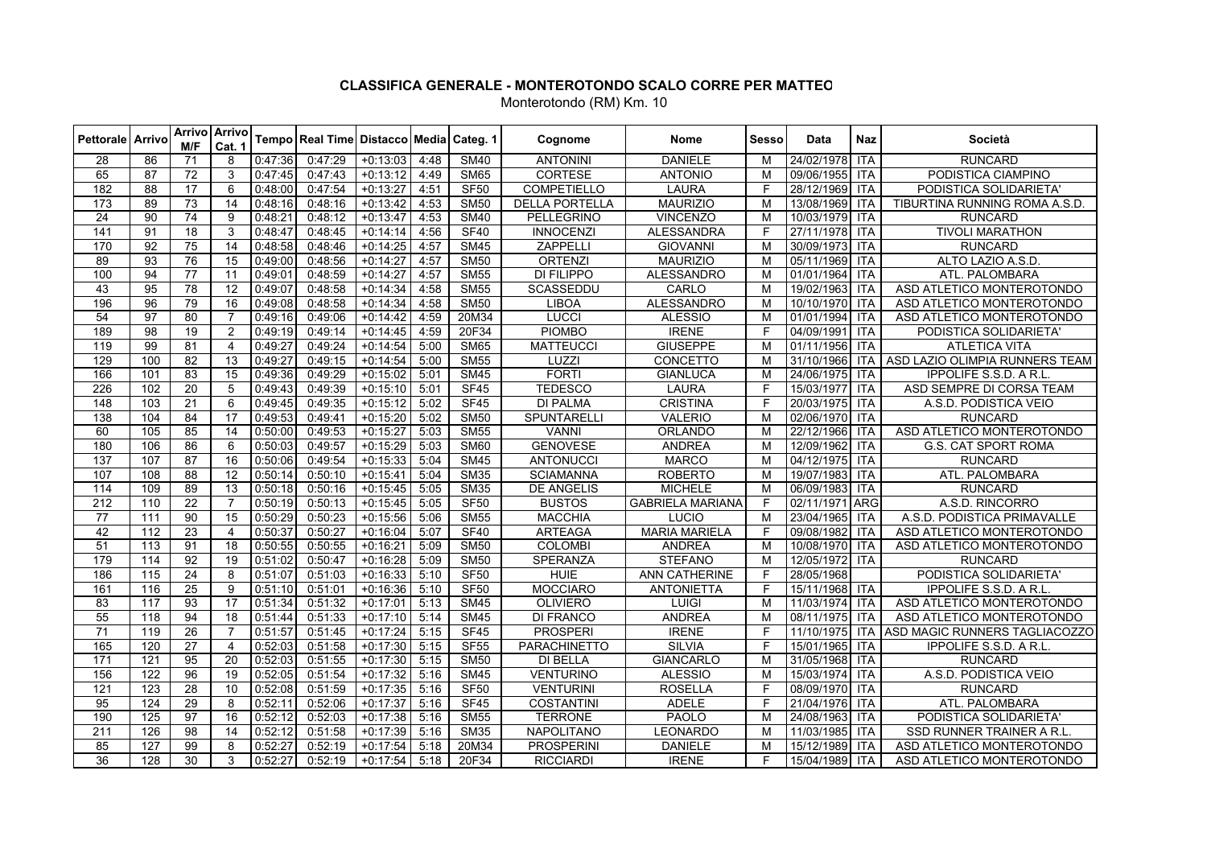**CLASSIFICA GENERALE - MONTEROTONDO SCALO CORRE PER MATTEO**

Monterotondo (RM) Km. 10

| Pettorale | Arrivo | Arrivo M/F | Arrivo Cat. 1 | Tempo | Real Time | Distacco | Media | Categ. 1 | Cognome | Nome | Sesso | Data | Naz | Società |
|---|---|---|---|---|---|---|---|---|---|---|---|---|---|---|
| 28 | 86 | 71 | 8 | 0:47:36 | 0:47:29 | +0:13:03 | 4:48 | SM40 | ANTONINI | DANIELE | M | 24/02/1978 | ITA | RUNCARD |
| 65 | 87 | 72 | 3 | 0:47:45 | 0:47:43 | +0:13:12 | 4:49 | SM65 | CORTESE | ANTONIO | M | 09/06/1955 | ITA | PODISTICA CIAMPINO |
| 182 | 88 | 17 | 6 | 0:48:00 | 0:47:54 | +0:13:27 | 4:51 | SF50 | COMPETIELLO | LAURA | F | 28/12/1969 | ITA | PODISTICA SOLIDARIETA' |
| 173 | 89 | 73 | 14 | 0:48:16 | 0:48:16 | +0:13:42 | 4:53 | SM50 | DELLA PORTELLA | MAURIZIO | M | 13/08/1969 | ITA | TIBURTINA RUNNING ROMA A.S.D. |
| 24 | 90 | 74 | 9 | 0:48:21 | 0:48:12 | +0:13:47 | 4:53 | SM40 | PELLEGRINO | VINCENZO | M | 10/03/1979 | ITA | RUNCARD |
| 141 | 91 | 18 | 3 | 0:48:47 | 0:48:45 | +0:14:14 | 4:56 | SF40 | INNOCENZI | ALESSANDRA | F | 27/11/1978 | ITA | TIVOLI MARATHON |
| 170 | 92 | 75 | 14 | 0:48:58 | 0:48:46 | +0:14:25 | 4:57 | SM45 | ZAPPELLI | GIOVANNI | M | 30/09/1973 | ITA | RUNCARD |
| 89 | 93 | 76 | 15 | 0:49:00 | 0:48:56 | +0:14:27 | 4:57 | SM50 | ORTENZI | MAURIZIO | M | 05/11/1969 | ITA | ALTO LAZIO A.S.D. |
| 100 | 94 | 77 | 11 | 0:49:01 | 0:48:59 | +0:14:27 | 4:57 | SM55 | DI FILIPPO | ALESSANDRO | M | 01/01/1964 | ITA | ATL. PALOMBARA |
| 43 | 95 | 78 | 12 | 0:49:07 | 0:48:58 | +0:14:34 | 4:58 | SM55 | SCASSEDDU | CARLO | M | 19/02/1963 | ITA | ASD ATLETICO MONTEROTONDO |
| 196 | 96 | 79 | 16 | 0:49:08 | 0:48:58 | +0:14:34 | 4:58 | SM50 | LIBOA | ALESSANDRO | M | 10/10/1970 | ITA | ASD ATLETICO MONTEROTONDO |
| 54 | 97 | 80 | 7 | 0:49:16 | 0:49:06 | +0:14:42 | 4:59 | 20M34 | LUCCI | ALESSIO | M | 01/01/1994 | ITA | ASD ATLETICO MONTEROTONDO |
| 189 | 98 | 19 | 2 | 0:49:19 | 0:49:14 | +0:14:45 | 4:59 | 20F34 | PIOMBO | IRENE | F | 04/09/1991 | ITA | PODISTICA SOLIDARIETA' |
| 119 | 99 | 81 | 4 | 0:49:27 | 0:49:24 | +0:14:54 | 5:00 | SM65 | MATTEUCCI | GIUSEPPE | M | 01/11/1956 | ITA | ATLETICA VITA |
| 129 | 100 | 82 | 13 | 0:49:27 | 0:49:15 | +0:14:54 | 5:00 | SM55 | LUZZI | CONCETTO | M | 31/10/1966 | ITA | ASD LAZIO OLIMPIA RUNNERS TEAM |
| 166 | 101 | 83 | 15 | 0:49:36 | 0:49:29 | +0:15:02 | 5:01 | SM45 | FORTI | GIANLUCA | M | 24/06/1975 | ITA | IPPOLIFE S.S.D. A R.L. |
| 226 | 102 | 20 | 5 | 0:49:43 | 0:49:39 | +0:15:10 | 5:01 | SF45 | TEDESCO | LAURA | F | 15/03/1977 | ITA | ASD SEMPRE DI CORSA TEAM |
| 148 | 103 | 21 | 6 | 0:49:45 | 0:49:35 | +0:15:12 | 5:02 | SF45 | DI PALMA | CRISTINA | F | 20/03/1975 | ITA | A.S.D. PODISTICA VEIO |
| 138 | 104 | 84 | 17 | 0:49:53 | 0:49:41 | +0:15:20 | 5:02 | SM50 | SPUNTARELLI | VALERIO | M | 02/06/1970 | ITA | RUNCARD |
| 60 | 105 | 85 | 14 | 0:50:00 | 0:49:53 | +0:15:27 | 5:03 | SM55 | VANNI | ORLANDO | M | 22/12/1966 | ITA | ASD ATLETICO MONTEROTONDO |
| 180 | 106 | 86 | 6 | 0:50:03 | 0:49:57 | +0:15:29 | 5:03 | SM60 | GENOVESE | ANDREA | M | 12/09/1962 | ITA | G.S. CAT SPORT ROMA |
| 137 | 107 | 87 | 16 | 0:50:06 | 0:49:54 | +0:15:33 | 5:04 | SM45 | ANTONUCCI | MARCO | M | 04/12/1975 | ITA | RUNCARD |
| 107 | 108 | 88 | 12 | 0:50:14 | 0:50:10 | +0:15:41 | 5:04 | SM35 | SCIAMANNA | ROBERTO | M | 19/07/1983 | ITA | ATL. PALOMBARA |
| 114 | 109 | 89 | 13 | 0:50:18 | 0:50:16 | +0:15:45 | 5:05 | SM35 | DE ANGELIS | MICHELE | M | 06/09/1983 | ITA | RUNCARD |
| 212 | 110 | 22 | 7 | 0:50:19 | 0:50:13 | +0:15:45 | 5:05 | SF50 | BUSTOS | GABRIELA MARIANA | F | 02/11/1971 | ARG | A.S.D. RINCORRO |
| 77 | 111 | 90 | 15 | 0:50:29 | 0:50:23 | +0:15:56 | 5:06 | SM55 | MACCHIA | LUCIO | M | 23/04/1965 | ITA | A.S.D. PODISTICA PRIMAVALLE |
| 42 | 112 | 23 | 4 | 0:50:37 | 0:50:27 | +0:16:04 | 5:07 | SF40 | ARTEAGA | MARIA MARIELA | F | 09/08/1982 | ITA | ASD ATLETICO MONTEROTONDO |
| 51 | 113 | 91 | 18 | 0:50:55 | 0:50:55 | +0:16:21 | 5:09 | SM50 | COLOMBI | ANDREA | M | 10/08/1970 | ITA | ASD ATLETICO MONTEROTONDO |
| 179 | 114 | 92 | 19 | 0:51:02 | 0:50:47 | +0:16:28 | 5:09 | SM50 | SPERANZA | STEFANO | M | 12/05/1972 | ITA | RUNCARD |
| 186 | 115 | 24 | 8 | 0:51:07 | 0:51:03 | +0:16:33 | 5:10 | SF50 | HUIE | ANN CATHERINE | F | 28/05/1968 | | PODISTICA SOLIDARIETA' |
| 161 | 116 | 25 | 9 | 0:51:10 | 0:51:01 | +0:16:36 | 5:10 | SF50 | MOCCIARO | ANTONIETTA | F | 15/11/1968 | ITA | IPPOLIFE S.S.D. A R.L. |
| 83 | 117 | 93 | 17 | 0:51:34 | 0:51:32 | +0:17:01 | 5:13 | SM45 | OLIVIERO | LUIGI | M | 11/03/1974 | ITA | ASD ATLETICO MONTEROTONDO |
| 55 | 118 | 94 | 18 | 0:51:44 | 0:51:33 | +0:17:10 | 5:14 | SM45 | DI FRANCO | ANDREA | M | 08/11/1975 | ITA | ASD ATLETICO MONTEROTONDO |
| 71 | 119 | 26 | 7 | 0:51:57 | 0:51:45 | +0:17:24 | 5:15 | SF45 | PROSPERI | IRENE | F | 11/10/1975 | ITA | ASD MAGIC RUNNERS TAGLIACOZZO |
| 165 | 120 | 27 | 4 | 0:52:03 | 0:51:58 | +0:17:30 | 5:15 | SF55 | PARACHINETTO | SILVIA | F | 15/01/1965 | ITA | IPPOLIFE S.S.D. A R.L. |
| 171 | 121 | 95 | 20 | 0:52:03 | 0:51:55 | +0:17:30 | 5:15 | SM50 | DI BELLA | GIANCARLO | M | 31/05/1968 | ITA | RUNCARD |
| 156 | 122 | 96 | 19 | 0:52:05 | 0:51:54 | +0:17:32 | 5:16 | SM45 | VENTURINO | ALESSIO | M | 15/03/1974 | ITA | A.S.D. PODISTICA VEIO |
| 121 | 123 | 28 | 10 | 0:52:08 | 0:51:59 | +0:17:35 | 5:16 | SF50 | VENTURINI | ROSELLA | F | 08/09/1970 | ITA | RUNCARD |
| 95 | 124 | 29 | 8 | 0:52:11 | 0:52:06 | +0:17:37 | 5:16 | SF45 | COSTANTINI | ADELE | F | 21/04/1976 | ITA | ATL. PALOMBARA |
| 190 | 125 | 97 | 16 | 0:52:12 | 0:52:03 | +0:17:38 | 5:16 | SM55 | TERRONE | PAOLO | M | 24/08/1963 | ITA | PODISTICA SOLIDARIETA' |
| 211 | 126 | 98 | 14 | 0:52:12 | 0:51:58 | +0:17:39 | 5:16 | SM35 | NAPOLITANO | LEONARDO | M | 11/03/1985 | ITA | SSD RUNNER TRAINER A R.L. |
| 85 | 127 | 99 | 8 | 0:52:27 | 0:52:19 | +0:17:54 | 5:18 | 20M34 | PROSPERINI | DANIELE | M | 15/12/1989 | ITA | ASD ATLETICO MONTEROTONDO |
| 36 | 128 | 30 | 3 | 0:52:27 | 0:52:19 | +0:17:54 | 5:18 | 20F34 | RICCIARDI | IRENE | F | 15/04/1989 | ITA | ASD ATLETICO MONTEROTONDO |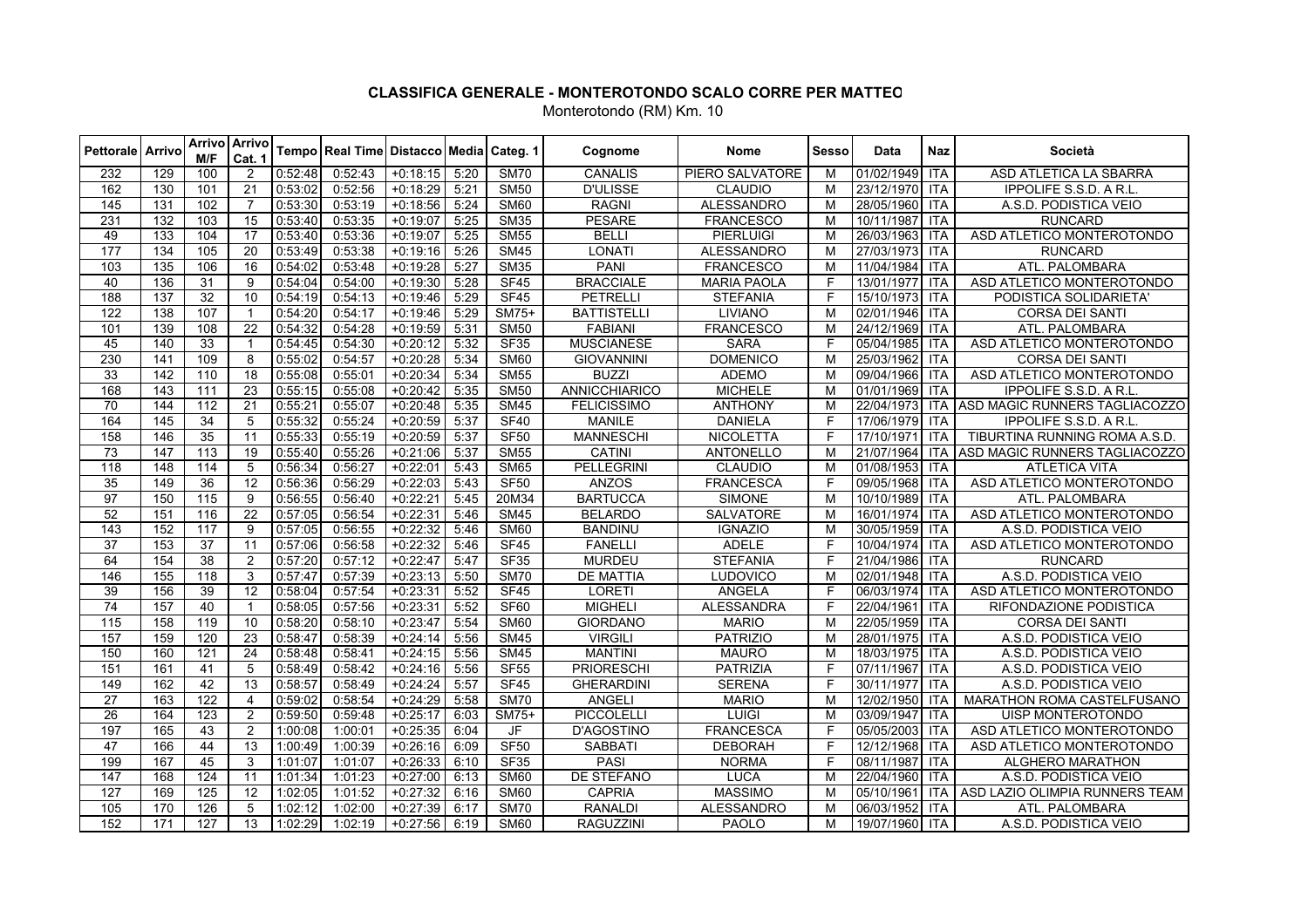# CLASSIFICA GENERALE - MONTEROTONDO SCALO CORRE PER MATTEO

Monterotondo (RM) Km. 10

| Pettorale | Arrivo | Arrivo M/F | Arrivo Cat. 1 | Tempo | Real Time | Distacco | Media | Categ. 1 | Cognome | Nome | Sesso | Data | Naz | Società |
|---|---|---|---|---|---|---|---|---|---|---|---|---|---|---|
| 232 | 129 | 100 | 2 | 0:52:48 | 0:52:43 | +0:18:15 | 5:20 | SM70 | CANALIS | PIERO SALVATORE | M | 01/02/1949 | ITA | ASD ATLETICA LA SBARRA |
| 162 | 130 | 101 | 21 | 0:53:02 | 0:52:56 | +0:18:29 | 5:21 | SM50 | D'ULISSE | CLAUDIO | M | 23/12/1970 | ITA | IPPOLIFE S.S.D. A R.L. |
| 145 | 131 | 102 | 7 | 0:53:30 | 0:53:19 | +0:18:56 | 5:24 | SM60 | RAGNI | ALESSANDRO | M | 28/05/1960 | ITA | A.S.D. PODISTICA VEIO |
| 231 | 132 | 103 | 15 | 0:53:40 | 0:53:35 | +0:19:07 | 5:25 | SM35 | PESARE | FRANCESCO | M | 10/11/1987 | ITA | RUNCARD |
| 49 | 133 | 104 | 17 | 0:53:40 | 0:53:36 | +0:19:07 | 5:25 | SM55 | BELLI | PIERLUIGI | M | 26/03/1963 | ITA | ASD ATLETICO MONTEROTONDO |
| 177 | 134 | 105 | 20 | 0:53:49 | 0:53:38 | +0:19:16 | 5:26 | SM45 | LONATI | ALESSANDRO | M | 27/03/1973 | ITA | RUNCARD |
| 103 | 135 | 106 | 16 | 0:54:02 | 0:53:48 | +0:19:28 | 5:27 | SM35 | PANI | FRANCESCO | M | 11/04/1984 | ITA | ATL. PALOMBARA |
| 40 | 136 | 31 | 9 | 0:54:04 | 0:54:00 | +0:19:30 | 5:28 | SF45 | BRACCIALE | MARIA PAOLA | F | 13/01/1977 | ITA | ASD ATLETICO MONTEROTONDO |
| 188 | 137 | 32 | 10 | 0:54:19 | 0:54:13 | +0:19:46 | 5:29 | SF45 | PETRELLI | STEFANIA | F | 15/10/1973 | ITA | PODISTICA SOLIDARIETA' |
| 122 | 138 | 107 | 1 | 0:54:20 | 0:54:17 | +0:19:46 | 5:29 | SM75+ | BATTISTELLI | LIVIANO | M | 02/01/1946 | ITA | CORSA DEI SANTI |
| 101 | 139 | 108 | 22 | 0:54:32 | 0:54:28 | +0:19:59 | 5:31 | SM50 | FABIANI | FRANCESCO | M | 24/12/1969 | ITA | ATL. PALOMBARA |
| 45 | 140 | 33 | 1 | 0:54:45 | 0:54:30 | +0:20:12 | 5:32 | SF35 | MUSCIANESE | SARA | F | 05/04/1985 | ITA | ASD ATLETICO MONTEROTONDO |
| 230 | 141 | 109 | 8 | 0:55:02 | 0:54:57 | +0:20:28 | 5:34 | SM60 | GIOVANNINI | DOMENICO | M | 25/03/1962 | ITA | CORSA DEI SANTI |
| 33 | 142 | 110 | 18 | 0:55:08 | 0:55:01 | +0:20:34 | 5:34 | SM55 | BUZZI | ADEMO | M | 09/04/1966 | ITA | ASD ATLETICO MONTEROTONDO |
| 168 | 143 | 111 | 23 | 0:55:15 | 0:55:08 | +0:20:42 | 5:35 | SM50 | ANNICCHIARICO | MICHELE | M | 01/01/1969 | ITA | IPPOLIFE S.S.D. A R.L. |
| 70 | 144 | 112 | 21 | 0:55:21 | 0:55:07 | +0:20:48 | 5:35 | SM45 | FELICISSIMO | ANTHONY | M | 22/04/1973 | ITA | ASD MAGIC RUNNERS TAGLIACOZZO |
| 164 | 145 | 34 | 5 | 0:55:32 | 0:55:24 | +0:20:59 | 5:37 | SF40 | MANILE | DANIELA | F | 17/06/1979 | ITA | IPPOLIFE S.S.D. A R.L. |
| 158 | 146 | 35 | 11 | 0:55:33 | 0:55:19 | +0:20:59 | 5:37 | SF50 | MANNESCHI | NICOLETTA | F | 17/10/1971 | ITA | TIBURTINA RUNNING ROMA A.S.D. |
| 73 | 147 | 113 | 19 | 0:55:40 | 0:55:26 | +0:21:06 | 5:37 | SM55 | CATINI | ANTONELLO | M | 21/07/1964 | ITA | ASD MAGIC RUNNERS TAGLIACOZZO |
| 118 | 148 | 114 | 5 | 0:56:34 | 0:56:27 | +0:22:01 | 5:43 | SM65 | PELLEGRINI | CLAUDIO | M | 01/08/1953 | ITA | ATLETICA VITA |
| 35 | 149 | 36 | 12 | 0:56:36 | 0:56:29 | +0:22:03 | 5:43 | SF50 | ANZOS | FRANCESCA | F | 09/05/1968 | ITA | ASD ATLETICO MONTEROTONDO |
| 97 | 150 | 115 | 9 | 0:56:55 | 0:56:40 | +0:22:21 | 5:45 | 20M34 | BARTUCCA | SIMONE | M | 10/10/1989 | ITA | ATL. PALOMBARA |
| 52 | 151 | 116 | 22 | 0:57:05 | 0:56:54 | +0:22:31 | 5:46 | SM45 | BELARDO | SALVATORE | M | 16/01/1974 | ITA | ASD ATLETICO MONTEROTONDO |
| 143 | 152 | 117 | 9 | 0:57:05 | 0:56:55 | +0:22:32 | 5:46 | SM60 | BANDINU | IGNAZIO | M | 30/05/1959 | ITA | A.S.D. PODISTICA VEIO |
| 37 | 153 | 37 | 11 | 0:57:06 | 0:56:58 | +0:22:32 | 5:46 | SF45 | FANELLI | ADELE | F | 10/04/1974 | ITA | ASD ATLETICO MONTEROTONDO |
| 64 | 154 | 38 | 2 | 0:57:20 | 0:57:12 | +0:22:47 | 5:47 | SF35 | MURDEU | STEFANIA | F | 21/04/1986 | ITA | RUNCARD |
| 146 | 155 | 118 | 3 | 0:57:47 | 0:57:39 | +0:23:13 | 5:50 | SM70 | DE MATTIA | LUDOVICO | M | 02/01/1948 | ITA | A.S.D. PODISTICA VEIO |
| 39 | 156 | 39 | 12 | 0:58:04 | 0:57:54 | +0:23:31 | 5:52 | SF45 | LORETI | ANGELA | F | 06/03/1974 | ITA | ASD ATLETICO MONTEROTONDO |
| 74 | 157 | 40 | 1 | 0:58:05 | 0:57:56 | +0:23:31 | 5:52 | SF60 | MIGHELI | ALESSANDRA | F | 22/04/1961 | ITA | RIFONDAZIONE PODISTICA |
| 115 | 158 | 119 | 10 | 0:58:20 | 0:58:10 | +0:23:47 | 5:54 | SM60 | GIORDANO | MARIO | M | 22/05/1959 | ITA | CORSA DEI SANTI |
| 157 | 159 | 120 | 23 | 0:58:47 | 0:58:39 | +0:24:14 | 5:56 | SM45 | VIRGILI | PATRIZIO | M | 28/01/1975 | ITA | A.S.D. PODISTICA VEIO |
| 150 | 160 | 121 | 24 | 0:58:48 | 0:58:41 | +0:24:15 | 5:56 | SM45 | MANTINI | MAURO | M | 18/03/1975 | ITA | A.S.D. PODISTICA VEIO |
| 151 | 161 | 41 | 5 | 0:58:49 | 0:58:42 | +0:24:16 | 5:56 | SF55 | PRIORESCHI | PATRIZIA | F | 07/11/1967 | ITA | A.S.D. PODISTICA VEIO |
| 149 | 162 | 42 | 13 | 0:58:57 | 0:58:49 | +0:24:24 | 5:57 | SF45 | GHERARDINI | SERENA | F | 30/11/1977 | ITA | A.S.D. PODISTICA VEIO |
| 27 | 163 | 122 | 4 | 0:59:02 | 0:58:54 | +0:24:29 | 5:58 | SM70 | ANGELI | MARIO | M | 12/02/1950 | ITA | MARATHON ROMA CASTELFUSANO |
| 26 | 164 | 123 | 2 | 0:59:50 | 0:59:48 | +0:25:17 | 6:03 | SM75+ | PICCOLELLI | LUIGI | M | 03/09/1947 | ITA | UISP MONTEROTONDO |
| 197 | 165 | 43 | 2 | 1:00:08 | 1:00:01 | +0:25:35 | 6:04 | JF | D'AGOSTINO | FRANCESCA | F | 05/05/2003 | ITA | ASD ATLETICO MONTEROTONDO |
| 47 | 166 | 44 | 13 | 1:00:49 | 1:00:39 | +0:26:16 | 6:09 | SF50 | SABBATI | DEBORAH | F | 12/12/1968 | ITA | ASD ATLETICO MONTEROTONDO |
| 199 | 167 | 45 | 3 | 1:01:07 | 1:01:07 | +0:26:33 | 6:10 | SF35 | PASI | NORMA | F | 08/11/1987 | ITA | ALGHERO MARATHON |
| 147 | 168 | 124 | 11 | 1:01:34 | 1:01:23 | +0:27:00 | 6:13 | SM60 | DE STEFANO | LUCA | M | 22/04/1960 | ITA | A.S.D. PODISTICA VEIO |
| 127 | 169 | 125 | 12 | 1:02:05 | 1:01:52 | +0:27:32 | 6:16 | SM60 | CAPRIA | MASSIMO | M | 05/10/1961 | ITA | ASD LAZIO OLIMPIA RUNNERS TEAM |
| 105 | 170 | 126 | 5 | 1:02:12 | 1:02:00 | +0:27:39 | 6:17 | SM70 | RANALDI | ALESSANDRO | M | 06/03/1952 | ITA | ATL. PALOMBARA |
| 152 | 171 | 127 | 13 | 1:02:29 | 1:02:19 | +0:27:56 | 6:19 | SM60 | RAGUZZINI | PAOLO | M | 19/07/1960 | ITA | A.S.D. PODISTICA VEIO |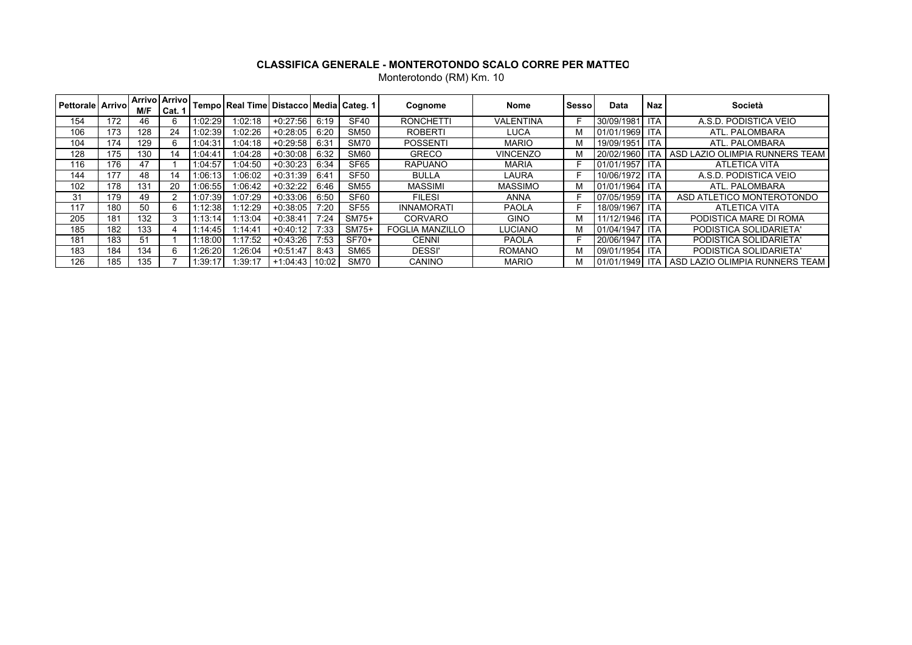**CLASSIFICA GENERALE - MONTEROTONDO SCALO CORRE PER MATTEO**

Monterotondo (RM) Km. 10

| Pettorale | Arrivo | Arrivo M/F | Arrivo Cat. 1 | Tempo | Real Time | Distacco | Media | Categ. 1 | Cognome | Nome | Sesso | Data | Naz | Società |
|---|---|---|---|---|---|---|---|---|---|---|---|---|---|---|
| 154 | 172 | 46 | 6 | 1:02:29 | 1:02:18 | +0:27:56 | 6:19 | SF40 | RONCHETTI | VALENTINA | F | 30/09/1981 | ITA | A.S.D. PODISTICA VEIO |
| 106 | 173 | 128 | 24 | 1:02:39 | 1:02:26 | +0:28:05 | 6:20 | SM50 | ROBERTI | LUCA | M | 01/01/1969 | ITA | ATL. PALOMBARA |
| 104 | 174 | 129 | 6 | 1:04:31 | 1:04:18 | +0:29:58 | 6:31 | SM70 | POSSENTI | MARIO | M | 19/09/1951 | ITA | ATL. PALOMBARA |
| 128 | 175 | 130 | 14 | 1:04:41 | 1:04:28 | +0:30:08 | 6:32 | SM60 | GRECO | VINCENZO | M | 20/02/1960 | ITA | ASD LAZIO OLIMPIA RUNNERS TEAM |
| 116 | 176 | 47 | 1 | 1:04:57 | 1:04:50 | +0:30:23 | 6:34 | SF65 | RAPUANO | MARIA | F | 01/01/1957 | ITA | ATLETICA VITA |
| 144 | 177 | 48 | 14 | 1:06:13 | 1:06:02 | +0:31:39 | 6:41 | SF50 | BULLA | LAURA | F | 10/06/1972 | ITA | A.S.D. PODISTICA VEIO |
| 102 | 178 | 131 | 20 | 1:06:55 | 1:06:42 | +0:32:22 | 6:46 | SM55 | MASSIMI | MASSIMO | M | 01/01/1964 | ITA | ATL. PALOMBARA |
| 31 | 179 | 49 | 2 | 1:07:39 | 1:07:29 | +0:33:06 | 6:50 | SF60 | FILESI | ANNA | F | 07/05/1959 | ITA | ASD ATLETICO MONTEROTONDO |
| 117 | 180 | 50 | 6 | 1:12:38 | 1:12:29 | +0:38:05 | 7:20 | SF55 | INNAMORATI | PAOLA | F | 18/09/1967 | ITA | ATLETICA VITA |
| 205 | 181 | 132 | 3 | 1:13:14 | 1:13:04 | +0:38:41 | 7:24 | SM75+ | CORVARO | GINO | M | 11/12/1946 | ITA | PODISTICA MARE DI ROMA |
| 185 | 182 | 133 | 4 | 1:14:45 | 1:14:41 | +0:40:12 | 7:33 | SM75+ | FOGLIA MANZILLO | LUCIANO | M | 01/04/1947 | ITA | PODISTICA SOLIDARIETA' |
| 181 | 183 | 51 | 1 | 1:18:00 | 1:17:52 | +0:43:26 | 7:53 | SF70+ | CENNI | PAOLA | F | 20/06/1947 | ITA | PODISTICA SOLIDARIETA' |
| 183 | 184 | 134 | 6 | 1:26:20 | 1:26:04 | +0:51:47 | 8:43 | SM65 | DESSI' | ROMANO | M | 09/01/1954 | ITA | PODISTICA SOLIDARIETA' |
| 126 | 185 | 135 | 7 | 1:39:17 | 1:39:17 | +1:04:43 | 10:02 | SM70 | CANINO | MARIO | M | 01/01/1949 | ITA | ASD LAZIO OLIMPIA RUNNERS TEAM |